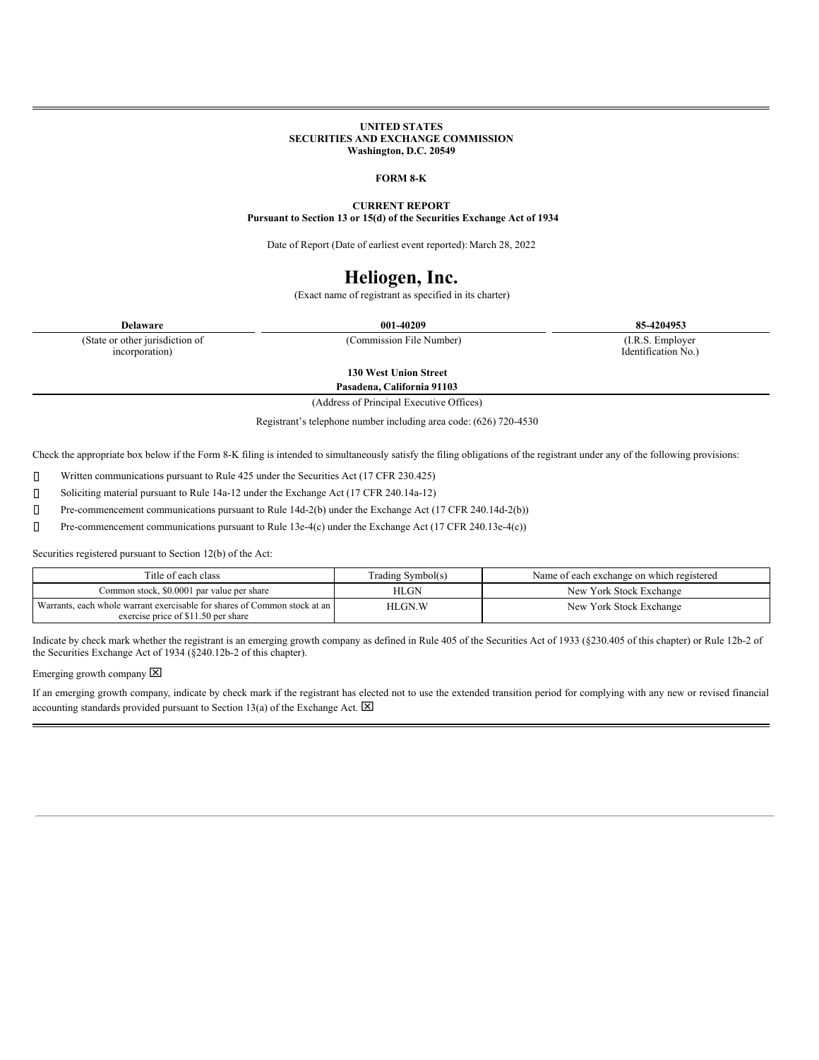**UNITED STATES**
**SECURITIES AND EXCHANGE COMMISSION**
**Washington, D.C. 20549**

**FORM 8-K**

**CURRENT REPORT**
**Pursuant to Section 13 or 15(d) of the Securities Exchange Act of 1934**

Date of Report (Date of earliest event reported): March 28, 2022

# Heliogen, Inc.

(Exact name of registrant as specified in its charter)

| **Delaware** | **001-40209** | **85-4204953** |
|---|---|---|
| (State or other jurisdiction of incorporation) | (Commission File Number) | (I.R.S. Employer Identification No.) |

**130 West Union Street**
**Pasadena, California 91103**

(Address of Principal Executive Offices)

Registrant's telephone number including area code: (626) 720-4530

Check the appropriate box below if the Form 8-K filing is intended to simultaneously satisfy the filing obligations of the registrant under any of the following provisions:

☐ Written communications pursuant to Rule 425 under the Securities Act (17 CFR 230.425)

☐ Soliciting material pursuant to Rule 14a-12 under the Exchange Act (17 CFR 240.14a-12)

☐ Pre-commencement communications pursuant to Rule 14d-2(b) under the Exchange Act (17 CFR 240.14d-2(b))

☐ Pre-commencement communications pursuant to Rule 13e-4(c) under the Exchange Act (17 CFR 240.13e-4(c))

Securities registered pursuant to Section 12(b) of the Act:

| Title of each class | Trading Symbol(s) | Name of each exchange on which registered |
|---|---|---|
| Common stock, $0.0001 par value per share | HLGN | New York Stock Exchange |
| Warrants, each whole warrant exercisable for shares of Common stock at an exercise price of $11.50 per share | HLGN.W | New York Stock Exchange |

Indicate by check mark whether the registrant is an emerging growth company as defined in Rule 405 of the Securities Act of 1933 (§230.405 of this chapter) or Rule 12b-2 of the Securities Exchange Act of 1934 (§240.12b-2 of this chapter).

Emerging growth company ☒

If an emerging growth company, indicate by check mark if the registrant has elected not to use the extended transition period for complying with any new or revised financial accounting standards provided pursuant to Section 13(a) of the Exchange Act. ☒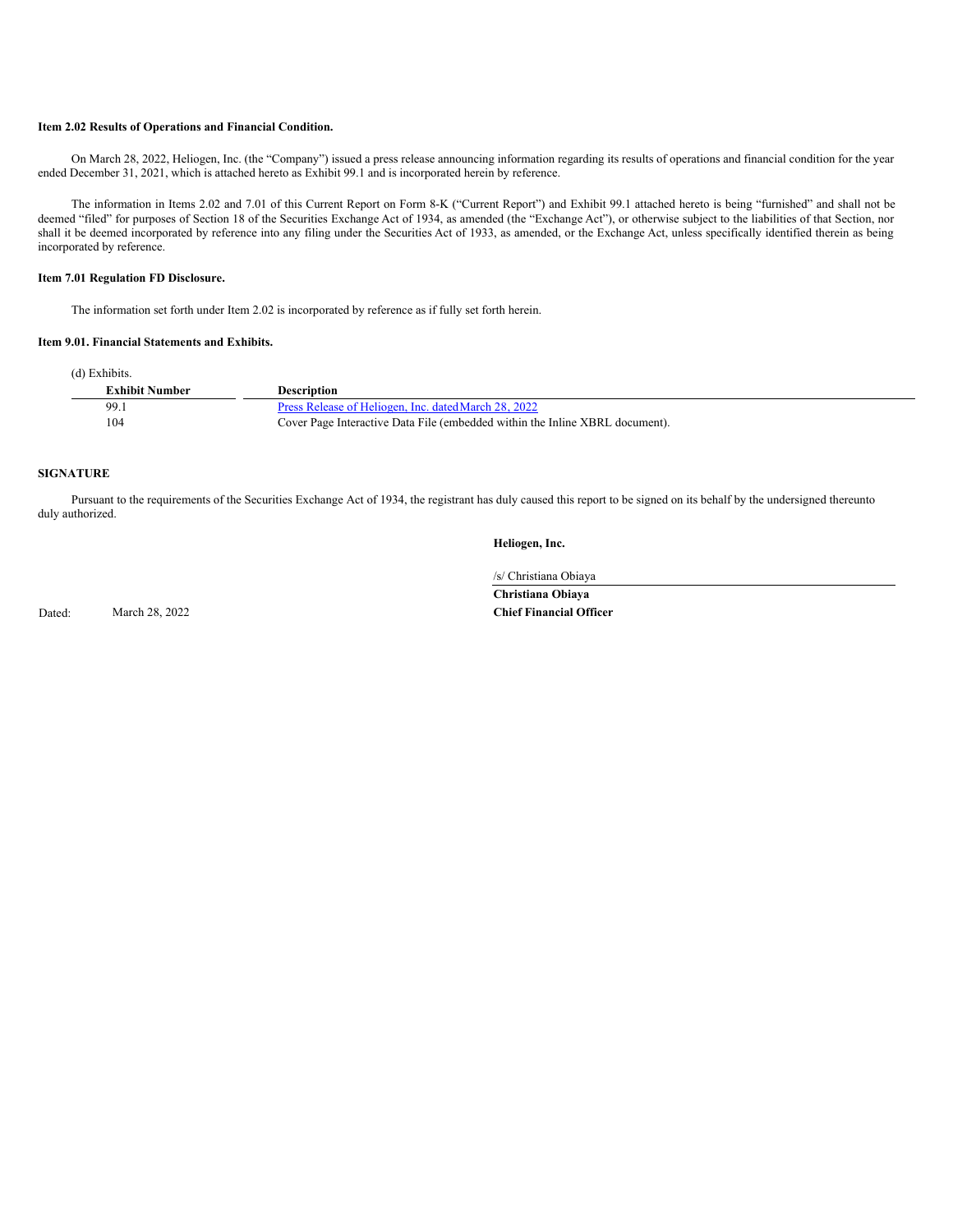**Item 2.02 Results of Operations and Financial Condition.**

On March 28, 2022, Heliogen, Inc. (the "Company") issued a press release announcing information regarding its results of operations and financial condition for the year ended December 31, 2021, which is attached hereto as Exhibit 99.1 and is incorporated herein by reference.

The information in Items 2.02 and 7.01 of this Current Report on Form 8-K ("Current Report") and Exhibit 99.1 attached hereto is being "furnished" and shall not be deemed "filed" for purposes of Section 18 of the Securities Exchange Act of 1934, as amended (the "Exchange Act"), or otherwise subject to the liabilities of that Section, nor shall it be deemed incorporated by reference into any filing under the Securities Act of 1933, as amended, or the Exchange Act, unless specifically identified therein as being incorporated by reference.

**Item 7.01 Regulation FD Disclosure.**

The information set forth under Item 2.02 is incorporated by reference as if fully set forth herein.

**Item 9.01. Financial Statements and Exhibits.**

(d) Exhibits.

| Exhibit Number | Description |
| --- | --- |
| 99.1 | Press Release of Heliogen, Inc. dated March 28, 2022 |
| 104 | Cover Page Interactive Data File (embedded within the Inline XBRL document). |

**SIGNATURE**

Pursuant to the requirements of the Securities Exchange Act of 1934, the registrant has duly caused this report to be signed on its behalf by the undersigned thereunto duly authorized.

**Heliogen, Inc.**

/s/ Christiana Obiaya

**Christiana Obiaya**

**Chief Financial Officer**

Dated: March 28, 2022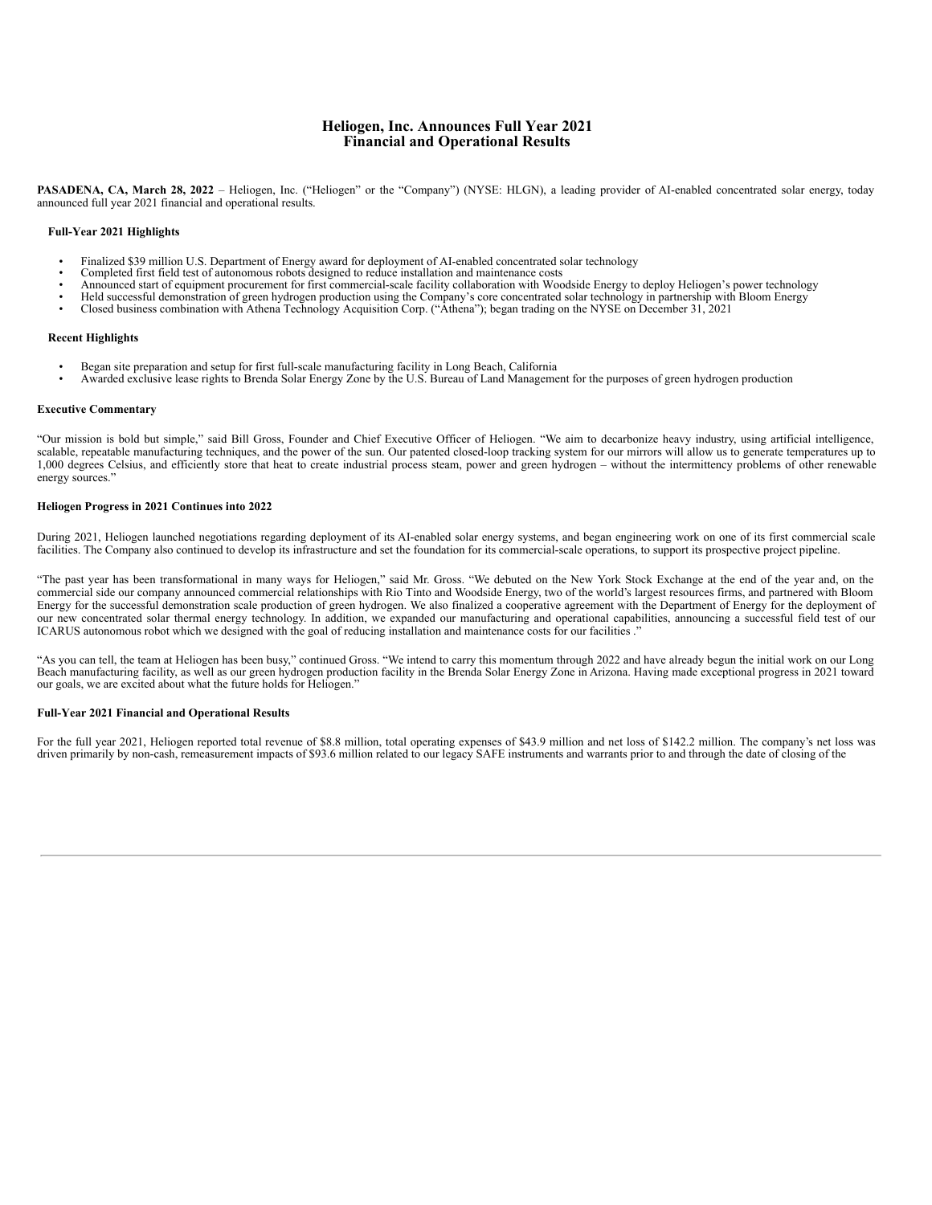# Heliogen, Inc. Announces Full Year 2021 Financial and Operational Results

**PASADENA, CA, March 28, 2022** – Heliogen, Inc. ("Heliogen" or the "Company") (NYSE: HLGN), a leading provider of AI-enabled concentrated solar energy, today announced full year 2021 financial and operational results.

**Full-Year 2021 Highlights**

- Finalized $39 million U.S. Department of Energy award for deployment of AI-enabled concentrated solar technology
- Completed first field test of autonomous robots designed to reduce installation and maintenance costs
- Announced start of equipment procurement for first commercial-scale facility collaboration with Woodside Energy to deploy Heliogen's power technology
- Held successful demonstration of green hydrogen production using the Company's core concentrated solar technology in partnership with Bloom Energy
- Closed business combination with Athena Technology Acquisition Corp. ("Athena"); began trading on the NYSE on December 31, 2021

**Recent Highlights**

- Began site preparation and setup for first full-scale manufacturing facility in Long Beach, California
- Awarded exclusive lease rights to Brenda Solar Energy Zone by the U.S. Bureau of Land Management for the purposes of green hydrogen production

**Executive Commentary**

"Our mission is bold but simple," said Bill Gross, Founder and Chief Executive Officer of Heliogen. "We aim to decarbonize heavy industry, using artificial intelligence, scalable, repeatable manufacturing techniques, and the power of the sun. Our patented closed-loop tracking system for our mirrors will allow us to generate temperatures up to 1,000 degrees Celsius, and efficiently store that heat to create industrial process steam, power and green hydrogen – without the intermittency problems of other renewable energy sources."

**Heliogen Progress in 2021 Continues into 2022**

During 2021, Heliogen launched negotiations regarding deployment of its AI-enabled solar energy systems, and began engineering work on one of its first commercial scale facilities. The Company also continued to develop its infrastructure and set the foundation for its commercial-scale operations, to support its prospective project pipeline.

"The past year has been transformational in many ways for Heliogen," said Mr. Gross. "We debuted on the New York Stock Exchange at the end of the year and, on the commercial side our company announced commercial relationships with Rio Tinto and Woodside Energy, two of the world's largest resources firms, and partnered with Bloom Energy for the successful demonstration scale production of green hydrogen. We also finalized a cooperative agreement with the Department of Energy for the deployment of our new concentrated solar thermal energy technology. In addition, we expanded our manufacturing and operational capabilities, announcing a successful field test of our ICARUS autonomous robot which we designed with the goal of reducing installation and maintenance costs for our facilities ."

"As you can tell, the team at Heliogen has been busy," continued Gross. "We intend to carry this momentum through 2022 and have already begun the initial work on our Long Beach manufacturing facility, as well as our green hydrogen production facility in the Brenda Solar Energy Zone in Arizona. Having made exceptional progress in 2021 toward our goals, we are excited about what the future holds for Heliogen."

**Full-Year 2021 Financial and Operational Results**

For the full year 2021, Heliogen reported total revenue of $8.8 million, total operating expenses of $43.9 million and net loss of $142.2 million. The company's net loss was driven primarily by non-cash, remeasurement impacts of $93.6 million related to our legacy SAFE instruments and warrants prior to and through the date of closing of the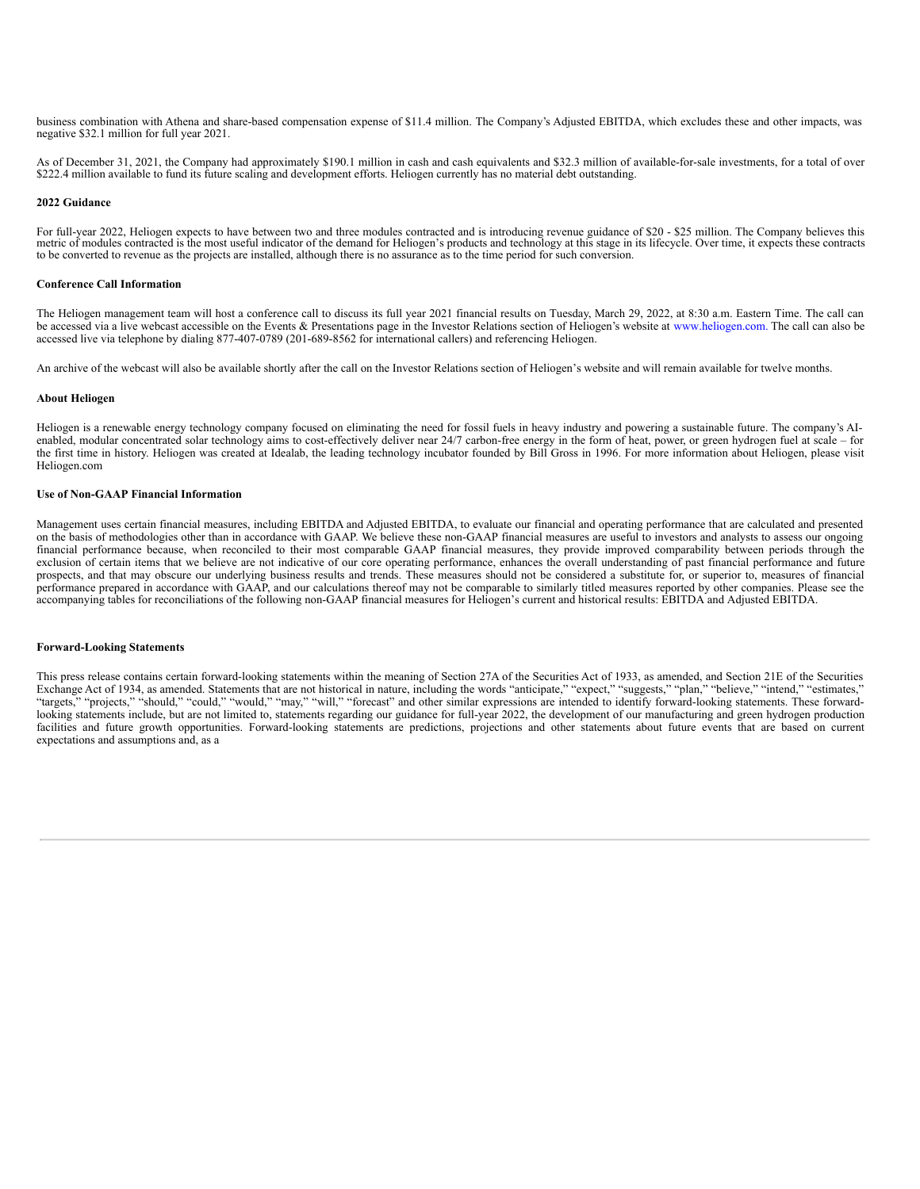business combination with Athena and share-based compensation expense of $11.4 million. The Company's Adjusted EBITDA, which excludes these and other impacts, was negative $32.1 million for full year 2021.

As of December 31, 2021, the Company had approximately $190.1 million in cash and cash equivalents and $32.3 million of available-for-sale investments, for a total of over $222.4 million available to fund its future scaling and development efforts. Heliogen currently has no material debt outstanding.

**2022 Guidance**

For full-year 2022, Heliogen expects to have between two and three modules contracted and is introducing revenue guidance of $20 - $25 million. The Company believes this metric of modules contracted is the most useful indicator of the demand for Heliogen's products and technology at this stage in its lifecycle. Over time, it expects these contracts to be converted to revenue as the projects are installed, although there is no assurance as to the time period for such conversion.

**Conference Call Information**

The Heliogen management team will host a conference call to discuss its full year 2021 financial results on Tuesday, March 29, 2022, at 8:30 a.m. Eastern Time. The call can be accessed via a live webcast accessible on the Events & Presentations page in the Investor Relations section of Heliogen's website at www.heliogen.com. The call can also be accessed live via telephone by dialing 877-407-0789 (201-689-8562 for international callers) and referencing Heliogen.

An archive of the webcast will also be available shortly after the call on the Investor Relations section of Heliogen's website and will remain available for twelve months.

**About Heliogen**

Heliogen is a renewable energy technology company focused on eliminating the need for fossil fuels in heavy industry and powering a sustainable future. The company's AI-enabled, modular concentrated solar technology aims to cost-effectively deliver near 24/7 carbon-free energy in the form of heat, power, or green hydrogen fuel at scale – for the first time in history. Heliogen was created at Idealab, the leading technology incubator founded by Bill Gross in 1996. For more information about Heliogen, please visit Heliogen.com

**Use of Non-GAAP Financial Information**

Management uses certain financial measures, including EBITDA and Adjusted EBITDA, to evaluate our financial and operating performance that are calculated and presented on the basis of methodologies other than in accordance with GAAP. We believe these non-GAAP financial measures are useful to investors and analysts to assess our ongoing financial performance because, when reconciled to their most comparable GAAP financial measures, they provide improved comparability between periods through the exclusion of certain items that we believe are not indicative of our core operating performance, enhances the overall understanding of past financial performance and future prospects, and that may obscure our underlying business results and trends. These measures should not be considered a substitute for, or superior to, measures of financial performance prepared in accordance with GAAP, and our calculations thereof may not be comparable to similarly titled measures reported by other companies. Please see the accompanying tables for reconciliations of the following non-GAAP financial measures for Heliogen's current and historical results: EBITDA and Adjusted EBITDA.

**Forward-Looking Statements**

This press release contains certain forward-looking statements within the meaning of Section 27A of the Securities Act of 1933, as amended, and Section 21E of the Securities Exchange Act of 1934, as amended. Statements that are not historical in nature, including the words "anticipate," "expect," "suggests," "plan," "believe," "intend," "estimates," "targets," "projects," "should," "could," "would," "may," "will," "forecast" and other similar expressions are intended to identify forward-looking statements. These forward-looking statements include, but are not limited to, statements regarding our guidance for full-year 2022, the development of our manufacturing and green hydrogen production facilities and future growth opportunities. Forward-looking statements are predictions, projections and other statements about future events that are based on current expectations and assumptions and, as a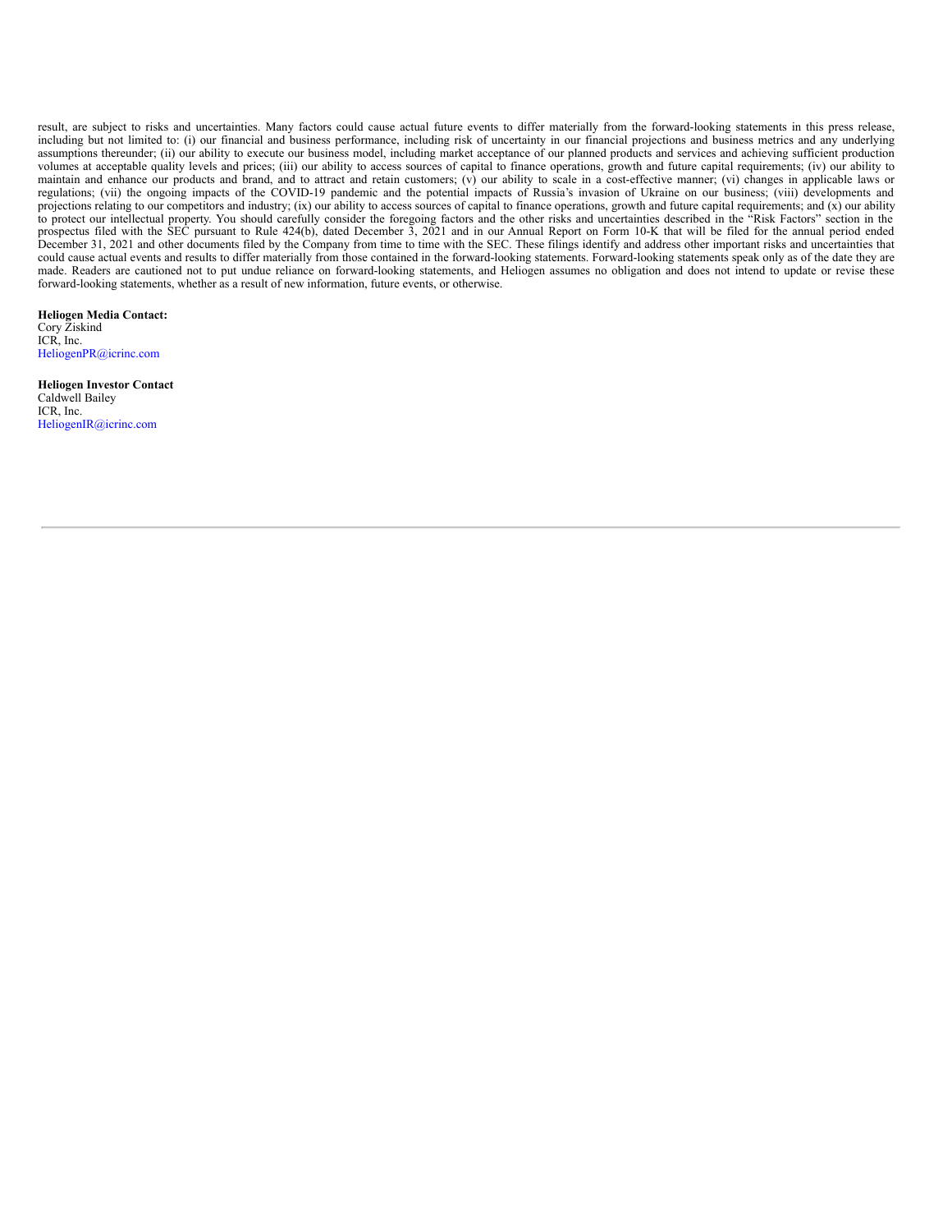result, are subject to risks and uncertainties. Many factors could cause actual future events to differ materially from the forward-looking statements in this press release, including but not limited to: (i) our financial and business performance, including risk of uncertainty in our financial projections and business metrics and any underlying assumptions thereunder; (ii) our ability to execute our business model, including market acceptance of our planned products and services and achieving sufficient production volumes at acceptable quality levels and prices; (iii) our ability to access sources of capital to finance operations, growth and future capital requirements; (iv) our ability to maintain and enhance our products and brand, and to attract and retain customers; (v) our ability to scale in a cost-effective manner; (vi) changes in applicable laws or regulations; (vii) the ongoing impacts of the COVID-19 pandemic and the potential impacts of Russia's invasion of Ukraine on our business; (viii) developments and projections relating to our competitors and industry; (ix) our ability to access sources of capital to finance operations, growth and future capital requirements; and (x) our ability to protect our intellectual property. You should carefully consider the foregoing factors and the other risks and uncertainties described in the "Risk Factors" section in the prospectus filed with the SEC pursuant to Rule 424(b), dated December 3, 2021 and in our Annual Report on Form 10-K that will be filed for the annual period ended December 31, 2021 and other documents filed by the Company from time to time with the SEC. These filings identify and address other important risks and uncertainties that could cause actual events and results to differ materially from those contained in the forward-looking statements. Forward-looking statements speak only as of the date they are made. Readers are cautioned not to put undue reliance on forward-looking statements, and Heliogen assumes no obligation and does not intend to update or revise these forward-looking statements, whether as a result of new information, future events, or otherwise.

**Heliogen Media Contact:**
Cory Ziskind
ICR, Inc.
HeliogenPR@icrinc.com

**Heliogen Investor Contact**
Caldwell Bailey
ICR, Inc.
HeliogenIR@icrinc.com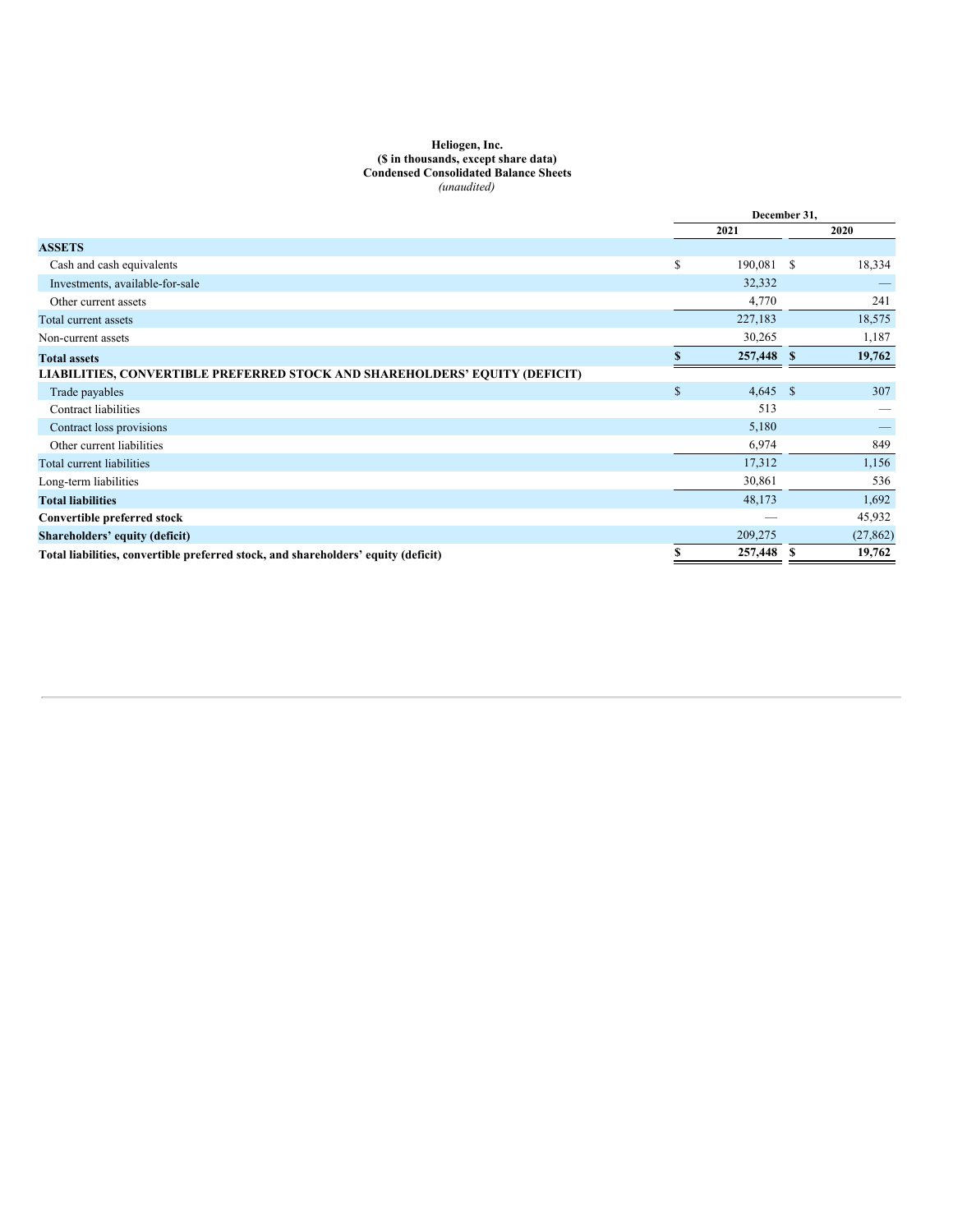**Heliogen, Inc.**
**($ in thousands, except share data)**
**Condensed Consolidated Balance Sheets**
*(unaudited)*

| | December 31, | |
|---|---|---|
| | 2021 | 2020 |
| **ASSETS** | | |
| Cash and cash equivalents | $ 190,081 | $ 18,334 |
| Investments, available-for-sale | 32,332 | — |
| Other current assets | 4,770 | 241 |
| Total current assets | 227,183 | 18,575 |
| Non-current assets | 30,265 | 1,187 |
| **Total assets** | **$ 257,448** | **$ 19,762** |
| **LIABILITIES, CONVERTIBLE PREFERRED STOCK AND SHAREHOLDERS' EQUITY (DEFICIT)** | | |
| Trade payables | $ 4,645 | $ 307 |
| Contract liabilities | 513 | — |
| Contract loss provisions | 5,180 | — |
| Other current liabilities | 6,974 | 849 |
| Total current liabilities | 17,312 | 1,156 |
| Long-term liabilities | 30,861 | 536 |
| **Total liabilities** | 48,173 | 1,692 |
| **Convertible preferred stock** | — | 45,932 |
| **Shareholders' equity (deficit)** | 209,275 | (27,862) |
| **Total liabilities, convertible preferred stock, and shareholders' equity (deficit)** | **$ 257,448** | **$ 19,762** |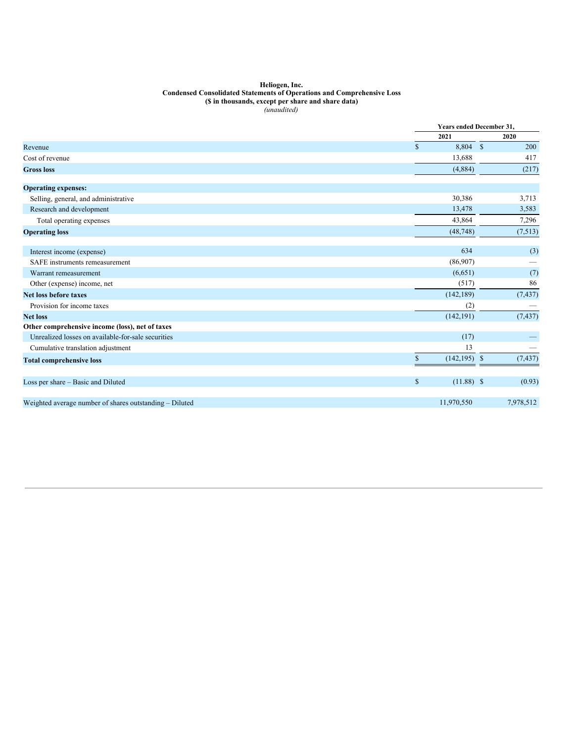**Heliogen, Inc.**
**Condensed Consolidated Statements of Operations and Comprehensive Loss**
**($ in thousands, except per share and share data)**
*(unaudited)*

| | Years ended December 31, | |
|---|---|---|
| | **2021** | **2020** |
| Revenue | $ 8,804 | $ 200 |
| Cost of revenue | 13,688 | 417 |
| **Gross loss** | (4,884) | (217) |
| **Operating expenses:** | | |
| Selling, general, and administrative | 30,386 | 3,713 |
| Research and development | 13,478 | 3,583 |
| Total operating expenses | 43,864 | 7,296 |
| **Operating loss** | (48,748) | (7,513) |
| Interest income (expense) | 634 | (3) |
| SAFE instruments remeasurement | (86,907) | — |
| Warrant remeasurement | (6,651) | (7) |
| Other (expense) income, net | (517) | 86 |
| **Net loss before taxes** | (142,189) | (7,437) |
| Provision for income taxes | (2) | — |
| **Net loss** | (142,191) | (7,437) |
| **Other comprehensive income (loss), net of taxes** | | |
| Unrealized losses on available-for-sale securities | (17) | — |
| Cumulative translation adjustment | 13 | — |
| **Total comprehensive loss** | $ (142,195) | $ (7,437) |
| Loss per share – Basic and Diluted | $ (11.88) | $ (0.93) |
| Weighted average number of shares outstanding – Diluted | 11,970,550 | 7,978,512 |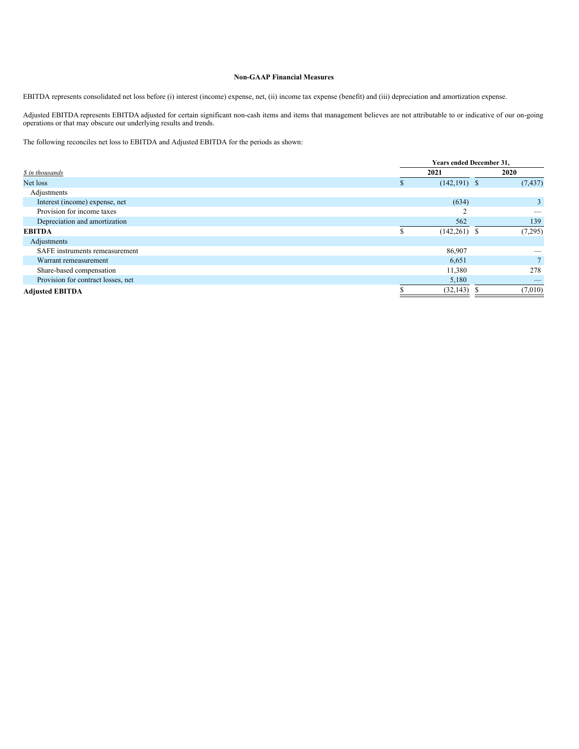## Non-GAAP Financial Measures

EBITDA represents consolidated net loss before (i) interest (income) expense, net, (ii) income tax expense (benefit) and (iii) depreciation and amortization expense.

Adjusted EBITDA represents EBITDA adjusted for certain significant non-cash items and items that management believes are not attributable to or indicative of our on-going operations or that may obscure our underlying results and trends.

The following reconciles net loss to EBITDA and Adjusted EBITDA for the periods as shown:

| | Years ended December 31, | |
|---|---|---|
| *$ in thousands* | 2021 | 2020 |
| Net loss | $ (142,191) | $ (7,437) |
| Adjustments | | |
| Interest (income) expense, net | (634) | 3 |
| Provision for income taxes | 2 | — |
| Depreciation and amortization | 562 | 139 |
| **EBITDA** | $ (142,261) | $ (7,295) |
| Adjustments | | |
| SAFE instruments remeasurement | 86,907 | — |
| Warrant remeasurement | 6,651 | 7 |
| Share-based compensation | 11,380 | 278 |
| Provision for contract losses, net | 5,180 | — |
| **Adjusted EBITDA** | $ (32,143) | $ (7,010) |